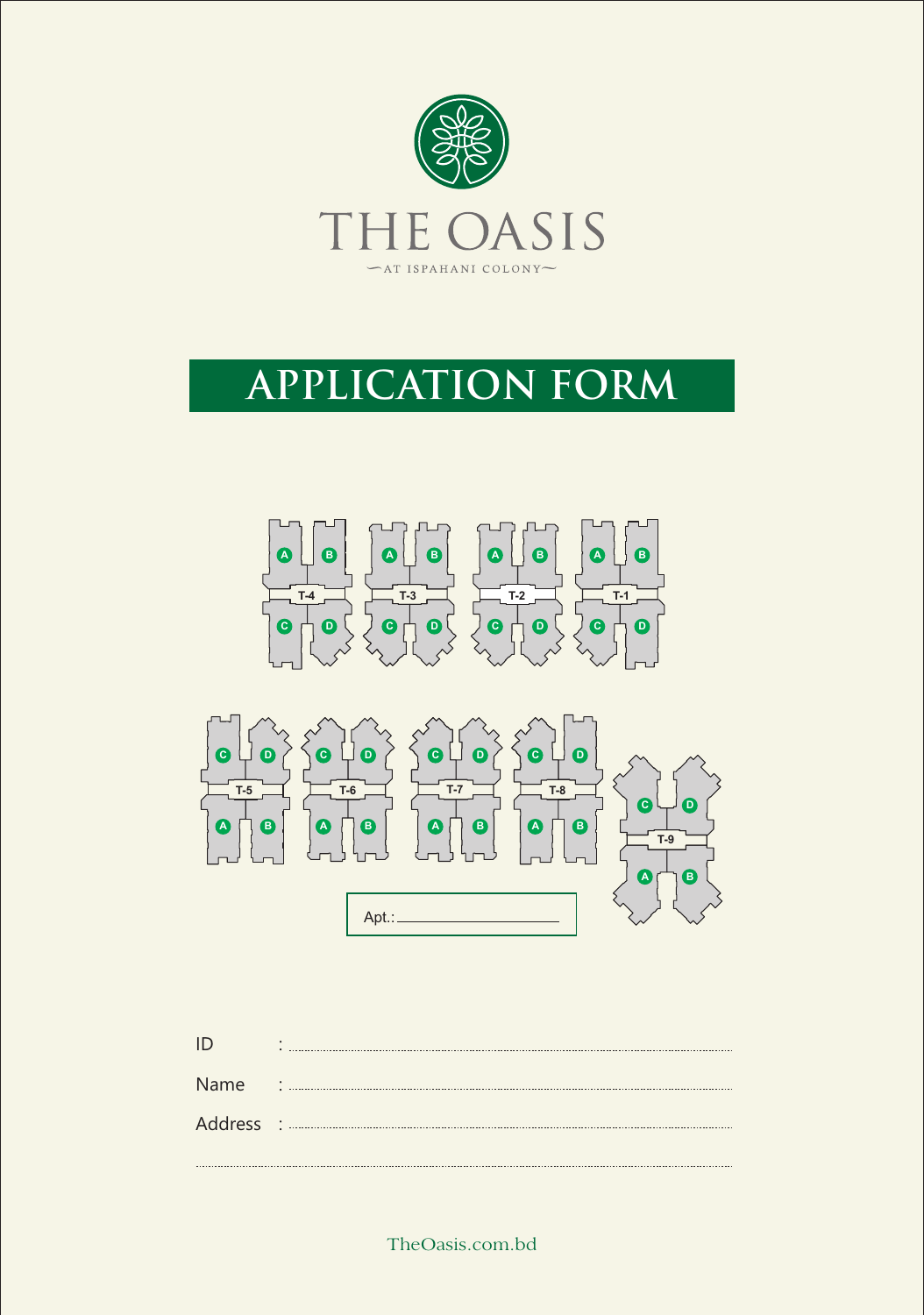# THE OASIS

AT ISPAHANI COLONY

## APPLICATION FORM

Apt.: ____________________

ID : ..............................................................................

Name : ..............................................................................

Address : ..............................................................................

..............................................................................

TheOasis.com.bd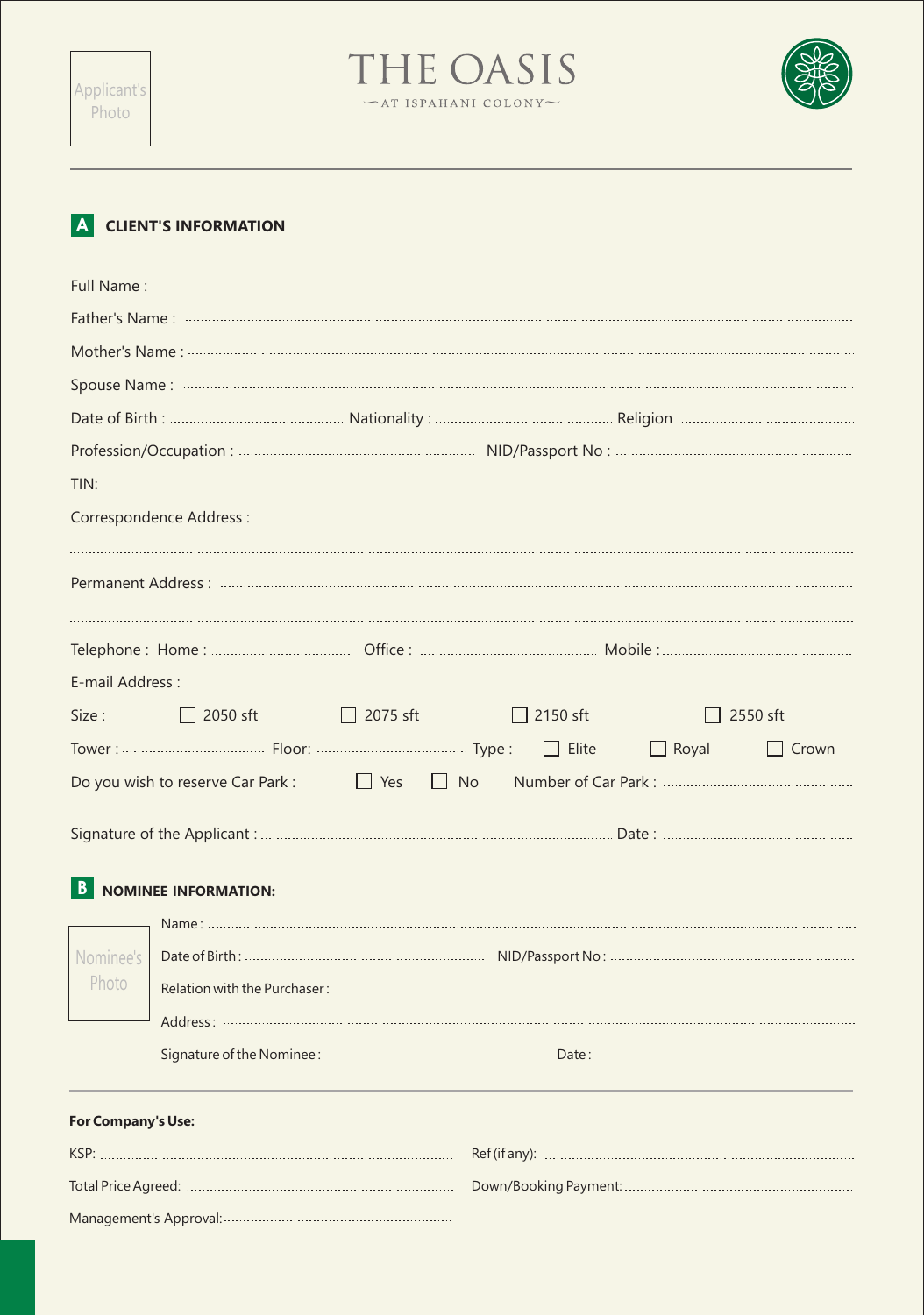Applicant's Photo

# THE OASIS

AT ISPAHANI COLONY

## A CLIENT'S INFORMATION

Full Name : ..........................................................................................................

Father's Name : ..........................................................................................................

Mother's Name : ..........................................................................................................

Spouse Name : ..........................................................................................................

Date of Birth : .............................. Nationality : .............................. Religion ..............................

Profession/Occupation : .............................. NID/Passport No : ..............................

TIN: ..........................................................................................................

Correspondence Address : ..........................................................................................................

..........................................................................................................

Permanent Address : ..........................................................................................................

..........................................................................................................

Telephone : Home : .............................. Office : .............................. Mobile : ..............................

E-mail Address : ..........................................................................................................

Size : ☐ 2050 sft ☐ 2075 sft ☐ 2150 sft ☐ 2550 sft

Tower : .............................. Floor: .............................. Type : ☐ Elite ☐ Royal ☐ Crown

Do you wish to reserve Car Park : ☐ Yes ☐ No Number of Car Park : ..............................

Signature of the Applicant : .............................................................. Date : ..............................

## B NOMINEE INFORMATION:

Nominee's Photo

Name : ..........................................................................................................

Date of Birth : .............................. NID/Passport No : ..............................

Relation with the Purchaser : ..........................................................................................................

Address : ..........................................................................................................

Signature of the Nominee : .............................. Date : ..............................

**For Company's Use:**

KSP: .............................................. Ref (if any): ..............................................

Total Price Agreed: .............................................. Down/Booking Payment: ..............................................

Management's Approval: ..............................................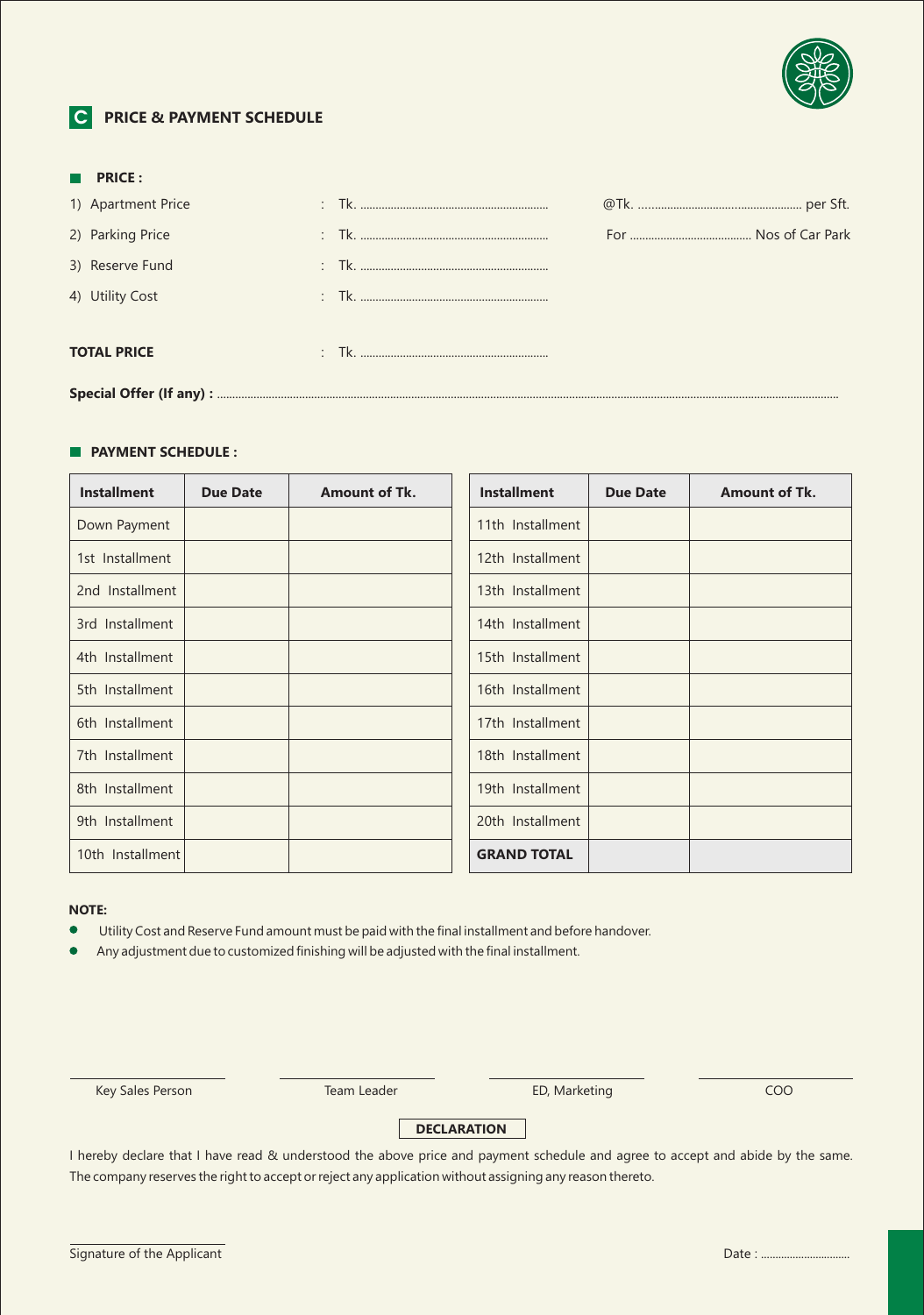## C PRICE & PAYMENT SCHEDULE

### PRICE :

1) Apartment Price : Tk. ................................................ @Tk. ................................................ per Sft.
2) Parking Price : Tk. ................................................ For ................................ Nos of Car Park
3) Reserve Fund : Tk. ................................................
4) Utility Cost : Tk. ................................................

**TOTAL PRICE** : Tk. ................................................

**Special Offer (If any) :** ........................................................................................................................................

### PAYMENT SCHEDULE :

| Installment | Due Date | Amount of Tk. | Installment | Due Date | Amount of Tk. |
|---|---|---|---|---|---|
| Down Payment | | | 11th Installment | | |
| 1st Installment | | | 12th Installment | | |
| 2nd Installment | | | 13th Installment | | |
| 3rd Installment | | | 14th Installment | | |
| 4th Installment | | | 15th Installment | | |
| 5th Installment | | | 16th Installment | | |
| 6th Installment | | | 17th Installment | | |
| 7th Installment | | | 18th Installment | | |
| 8th Installment | | | 19th Installment | | |
| 9th Installment | | | 20th Installment | | |
| 10th Installment | | | **GRAND TOTAL** | | |

**NOTE:**

- Utility Cost and Reserve Fund amount must be paid with the final installment and before handover.
- Any adjustment due to customized finishing will be adjusted with the final installment.

Key Sales Person | Team Leader | ED, Marketing | COO

**DECLARATION**

I hereby declare that I have read & understood the above price and payment schedule and agree to accept and abide by the same. The company reserves the right to accept or reject any application without assigning any reason thereto.

Signature of the Applicant

Date : ..............................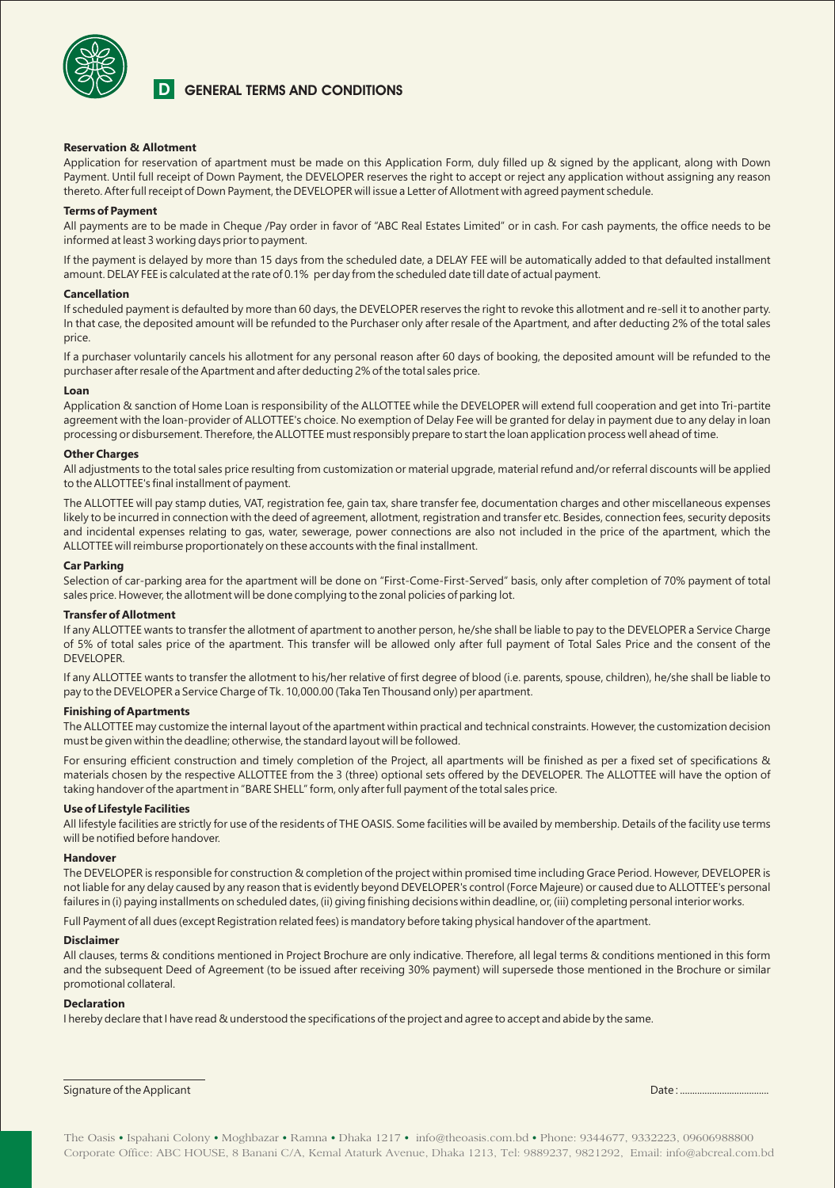## D GENERAL TERMS AND CONDITIONS

**Reservation & Allotment**

Application for reservation of apartment must be made on this Application Form, duly filled up & signed by the applicant, along with Down Payment. Until full receipt of Down Payment, the DEVELOPER reserves the right to accept or reject any application without assigning any reason thereto. After full receipt of Down Payment, the DEVELOPER will issue a Letter of Allotment with agreed payment schedule.

**Terms of Payment**

All payments are to be made in Cheque /Pay order in favor of "ABC Real Estates Limited" or in cash. For cash payments, the office needs to be informed at least 3 working days prior to payment.

If the payment is delayed by more than 15 days from the scheduled date, a DELAY FEE will be automatically added to that defaulted installment amount. DELAY FEE is calculated at the rate of 0.1% per day from the scheduled date till date of actual payment.

**Cancellation**

If scheduled payment is defaulted by more than 60 days, the DEVELOPER reserves the right to revoke this allotment and re-sell it to another party. In that case, the deposited amount will be refunded to the Purchaser only after resale of the Apartment, and after deducting 2% of the total sales price.

If a purchaser voluntarily cancels his allotment for any personal reason after 60 days of booking, the deposited amount will be refunded to the purchaser after resale of the Apartment and after deducting 2% of the total sales price.

**Loan**

Application & sanction of Home Loan is responsibility of the ALLOTTEE while the DEVELOPER will extend full cooperation and get into Tri-partite agreement with the loan-provider of ALLOTTEE's choice. No exemption of Delay Fee will be granted for delay in payment due to any delay in loan processing or disbursement. Therefore, the ALLOTTEE must responsibly prepare to start the loan application process well ahead of time.

**Other Charges**

All adjustments to the total sales price resulting from customization or material upgrade, material refund and/or referral discounts will be applied to the ALLOTTEE's final installment of payment.

The ALLOTTEE will pay stamp duties, VAT, registration fee, gain tax, share transfer fee, documentation charges and other miscellaneous expenses likely to be incurred in connection with the deed of agreement, allotment, registration and transfer etc. Besides, connection fees, security deposits and incidental expenses relating to gas, water, sewerage, power connections are also not included in the price of the apartment, which the ALLOTTEE will reimburse proportionately on these accounts with the final installment.

**Car Parking**

Selection of car-parking area for the apartment will be done on "First-Come-First-Served" basis, only after completion of 70% payment of total sales price. However, the allotment will be done complying to the zonal policies of parking lot.

**Transfer of Allotment**

If any ALLOTTEE wants to transfer the allotment of apartment to another person, he/she shall be liable to pay to the DEVELOPER a Service Charge of 5% of total sales price of the apartment. This transfer will be allowed only after full payment of Total Sales Price and the consent of the DEVELOPER.

If any ALLOTTEE wants to transfer the allotment to his/her relative of first degree of blood (i.e. parents, spouse, children), he/she shall be liable to pay to the DEVELOPER a Service Charge of Tk. 10,000.00 (Taka Ten Thousand only) per apartment.

**Finishing of Apartments**

The ALLOTTEE may customize the internal layout of the apartment within practical and technical constraints. However, the customization decision must be given within the deadline; otherwise, the standard layout will be followed.

For ensuring efficient construction and timely completion of the Project, all apartments will be finished as per a fixed set of specifications & materials chosen by the respective ALLOTTEE from the 3 (three) optional sets offered by the DEVELOPER. The ALLOTTEE will have the option of taking handover of the apartment in "BARE SHELL" form, only after full payment of the total sales price.

**Use of Lifestyle Facilities**

All lifestyle facilities are strictly for use of the residents of THE OASIS. Some facilities will be availed by membership. Details of the facility use terms will be notified before handover.

**Handover**

The DEVELOPER is responsible for construction & completion of the project within promised time including Grace Period. However, DEVELOPER is not liable for any delay caused by any reason that is evidently beyond DEVELOPER's control (Force Majeure) or caused due to ALLOTTEE's personal failures in (i) paying installments on scheduled dates, (ii) giving finishing decisions within deadline, or, (iii) completing personal interior works.

Full Payment of all dues (except Registration related fees) is mandatory before taking physical handover of the apartment.

**Disclaimer**

All clauses, terms & conditions mentioned in Project Brochure are only indicative. Therefore, all legal terms & conditions mentioned in this form and the subsequent Deed of Agreement (to be issued after receiving 30% payment) will supersede those mentioned in the Brochure or similar promotional collateral.

**Declaration**

I hereby declare that I have read & understood the specifications of the project and agree to accept and abide by the same.

Signature of the Applicant

Date : ..................................

The Oasis • Ispahani Colony • Moghbazar • Ramna • Dhaka 1217 • info@theoasis.com.bd • Phone: 9344677, 9332223, 09606988800
Corporate Office: ABC HOUSE, 8 Banani C/A, Kemal Ataturk Avenue, Dhaka 1213, Tel: 9889237, 9821292, Email: info@abcreal.com.bd